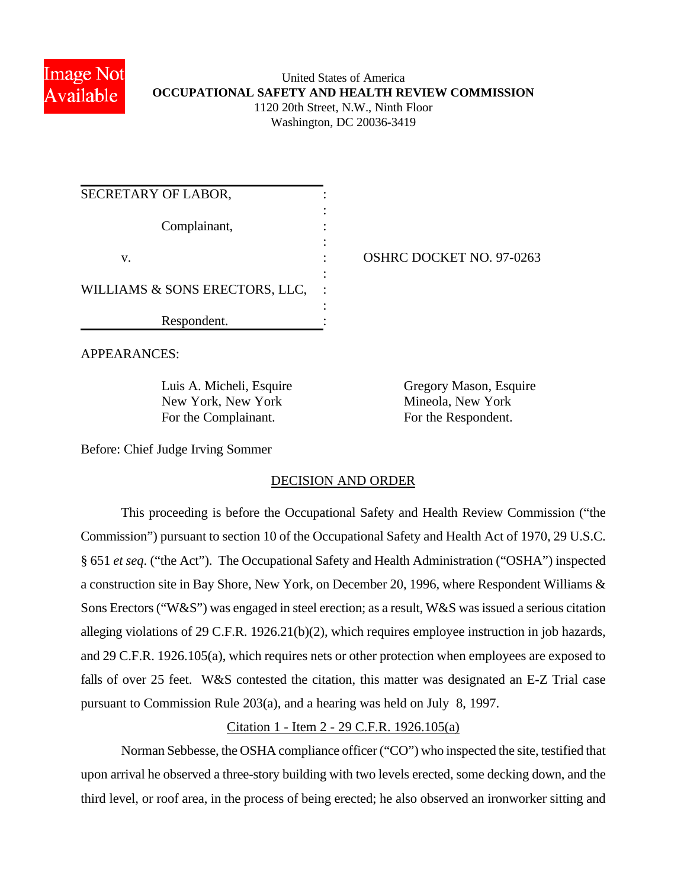United States of America
**OCCUPATIONAL SAFETY AND HEALTH REVIEW COMMISSION**
1120 20th Street, N.W., Ninth Floor
Washington, DC 20036-3419

| | |
|---|---|
| SECRETARY OF LABOR, | |
| Complainant, | |
| v. | OSHRC DOCKET NO. 97-0263 |
| WILLIAMS & SONS ERECTORS, LLC, | |
| Respondent. | |

APPEARANCES:

| | |
|---|---|
| Luis A. Micheli, Esquire<br>New York, New York<br>For the Complainant. | Gregory Mason, Esquire<br>Mineola, New York<br>For the Respondent. |

Before: Chief Judge Irving Sommer

## DECISION AND ORDER

This proceeding is before the Occupational Safety and Health Review Commission ("the Commission") pursuant to section 10 of the Occupational Safety and Health Act of 1970, 29 U.S.C. § 651 *et seq*. ("the Act"). The Occupational Safety and Health Administration ("OSHA") inspected a construction site in Bay Shore, New York, on December 20, 1996, where Respondent Williams & Sons Erectors ("W&S") was engaged in steel erection; as a result, W&S was issued a serious citation alleging violations of 29 C.F.R. 1926.21(b)(2), which requires employee instruction in job hazards, and 29 C.F.R. 1926.105(a), which requires nets or other protection when employees are exposed to falls of over 25 feet. W&S contested the citation, this matter was designated an E-Z Trial case pursuant to Commission Rule 203(a), and a hearing was held on July 8, 1997.

### Citation 1 - Item 2 - 29 C.F.R. 1926.105(a)

Norman Sebbesse, the OSHA compliance officer ("CO") who inspected the site, testified that upon arrival he observed a three-story building with two levels erected, some decking down, and the third level, or roof area, in the process of being erected; he also observed an ironworker sitting and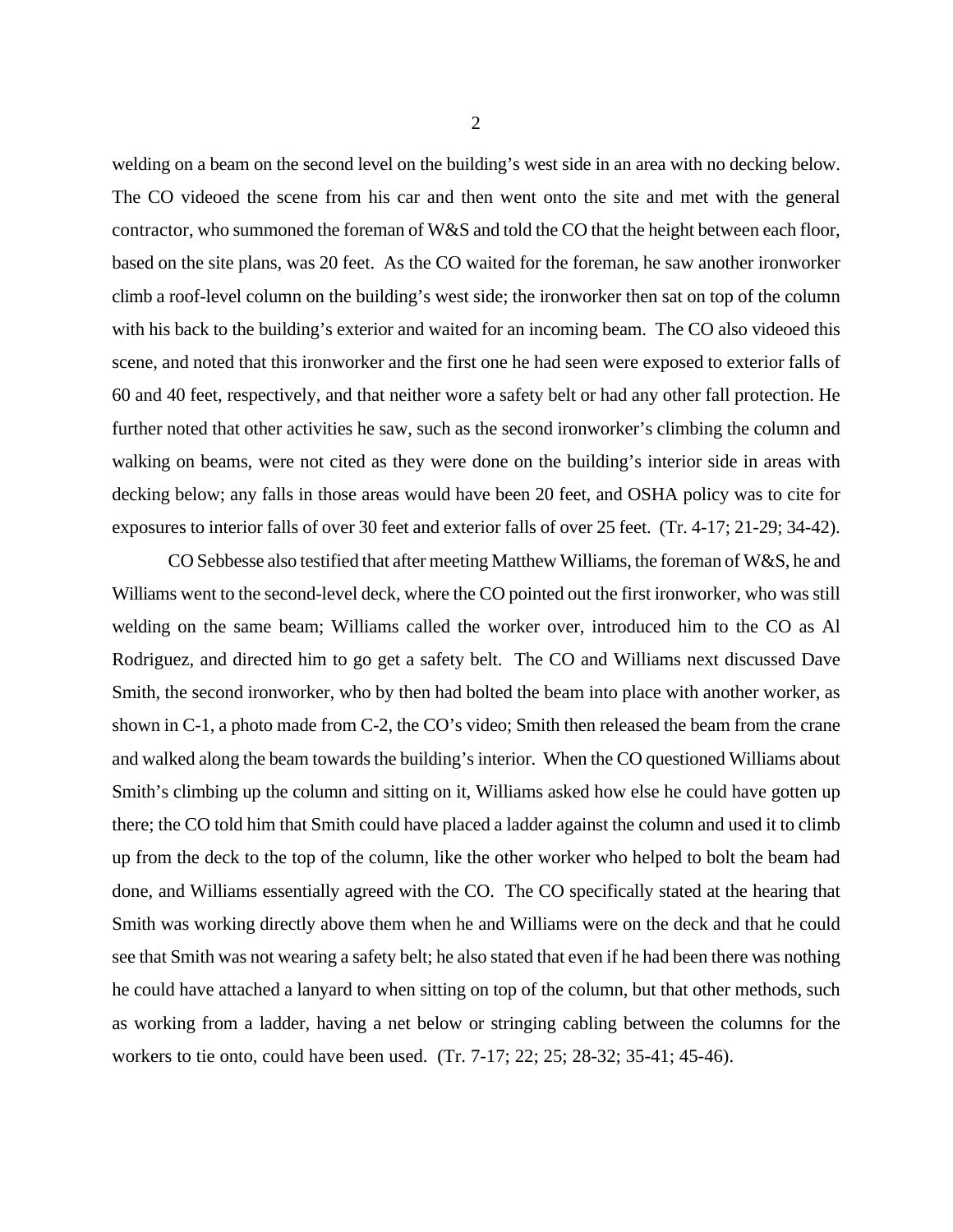welding on a beam on the second level on the building's west side in an area with no decking below. The CO videoed the scene from his car and then went onto the site and met with the general contractor, who summoned the foreman of W&S and told the CO that the height between each floor, based on the site plans, was 20 feet. As the CO waited for the foreman, he saw another ironworker climb a roof-level column on the building's west side; the ironworker then sat on top of the column with his back to the building's exterior and waited for an incoming beam. The CO also videoed this scene, and noted that this ironworker and the first one he had seen were exposed to exterior falls of 60 and 40 feet, respectively, and that neither wore a safety belt or had any other fall protection. He further noted that other activities he saw, such as the second ironworker's climbing the column and walking on beams, were not cited as they were done on the building's interior side in areas with decking below; any falls in those areas would have been 20 feet, and OSHA policy was to cite for exposures to interior falls of over 30 feet and exterior falls of over 25 feet. (Tr. 4-17; 21-29; 34-42).

CO Sebbesse also testified that after meeting Matthew Williams, the foreman of W&S, he and Williams went to the second-level deck, where the CO pointed out the first ironworker, who was still welding on the same beam; Williams called the worker over, introduced him to the CO as Al Rodriguez, and directed him to go get a safety belt. The CO and Williams next discussed Dave Smith, the second ironworker, who by then had bolted the beam into place with another worker, as shown in C-1, a photo made from C-2, the CO's video; Smith then released the beam from the crane and walked along the beam towards the building's interior. When the CO questioned Williams about Smith's climbing up the column and sitting on it, Williams asked how else he could have gotten up there; the CO told him that Smith could have placed a ladder against the column and used it to climb up from the deck to the top of the column, like the other worker who helped to bolt the beam had done, and Williams essentially agreed with the CO. The CO specifically stated at the hearing that Smith was working directly above them when he and Williams were on the deck and that he could see that Smith was not wearing a safety belt; he also stated that even if he had been there was nothing he could have attached a lanyard to when sitting on top of the column, but that other methods, such as working from a ladder, having a net below or stringing cabling between the columns for the workers to tie onto, could have been used. (Tr. 7-17; 22; 25; 28-32; 35-41; 45-46).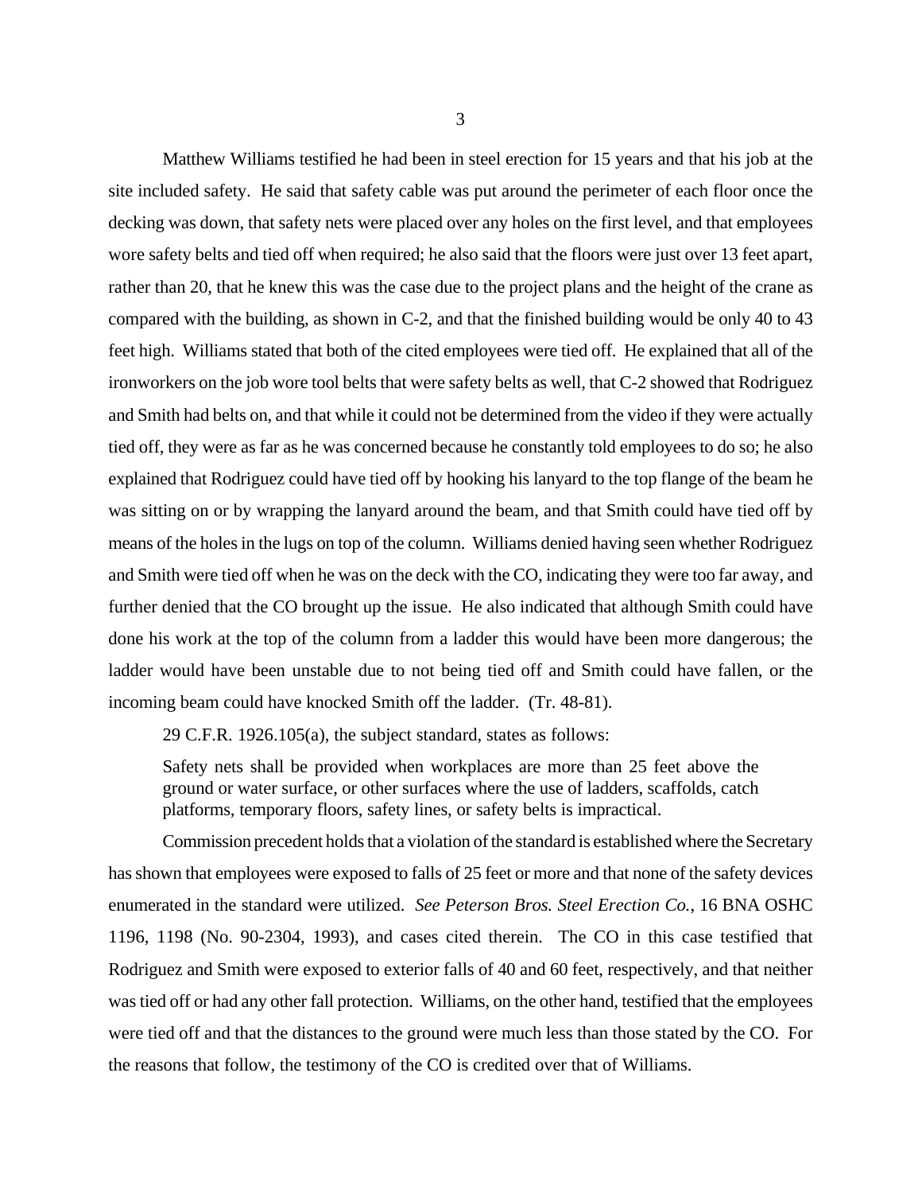Matthew Williams testified he had been in steel erection for 15 years and that his job at the site included safety. He said that safety cable was put around the perimeter of each floor once the decking was down, that safety nets were placed over any holes on the first level, and that employees wore safety belts and tied off when required; he also said that the floors were just over 13 feet apart, rather than 20, that he knew this was the case due to the project plans and the height of the crane as compared with the building, as shown in C-2, and that the finished building would be only 40 to 43 feet high. Williams stated that both of the cited employees were tied off. He explained that all of the ironworkers on the job wore tool belts that were safety belts as well, that C-2 showed that Rodriguez and Smith had belts on, and that while it could not be determined from the video if they were actually tied off, they were as far as he was concerned because he constantly told employees to do so; he also explained that Rodriguez could have tied off by hooking his lanyard to the top flange of the beam he was sitting on or by wrapping the lanyard around the beam, and that Smith could have tied off by means of the holes in the lugs on top of the column. Williams denied having seen whether Rodriguez and Smith were tied off when he was on the deck with the CO, indicating they were too far away, and further denied that the CO brought up the issue. He also indicated that although Smith could have done his work at the top of the column from a ladder this would have been more dangerous; the ladder would have been unstable due to not being tied off and Smith could have fallen, or the incoming beam could have knocked Smith off the ladder. (Tr. 48-81).

29 C.F.R. 1926.105(a), the subject standard, states as follows:

> Safety nets shall be provided when workplaces are more than 25 feet above the ground or water surface, or other surfaces where the use of ladders, scaffolds, catch platforms, temporary floors, safety lines, or safety belts is impractical.

Commission precedent holds that a violation of the standard is established where the Secretary has shown that employees were exposed to falls of 25 feet or more and that none of the safety devices enumerated in the standard were utilized. *See Peterson Bros. Steel Erection Co.*, 16 BNA OSHC 1196, 1198 (No. 90-2304, 1993), and cases cited therein. The CO in this case testified that Rodriguez and Smith were exposed to exterior falls of 40 and 60 feet, respectively, and that neither was tied off or had any other fall protection. Williams, on the other hand, testified that the employees were tied off and that the distances to the ground were much less than those stated by the CO. For the reasons that follow, the testimony of the CO is credited over that of Williams.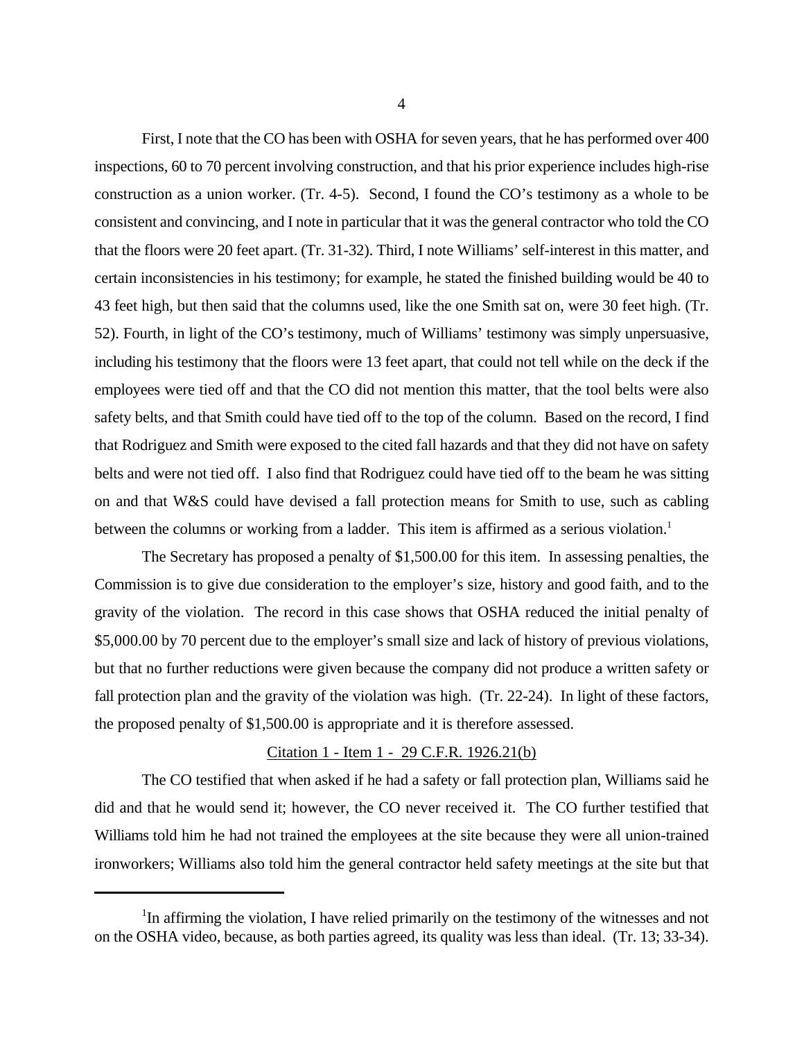First, I note that the CO has been with OSHA for seven years, that he has performed over 400 inspections, 60 to 70 percent involving construction, and that his prior experience includes high-rise construction as a union worker. (Tr. 4-5). Second, I found the CO's testimony as a whole to be consistent and convincing, and I note in particular that it was the general contractor who told the CO that the floors were 20 feet apart. (Tr. 31-32). Third, I note Williams' self-interest in this matter, and certain inconsistencies in his testimony; for example, he stated the finished building would be 40 to 43 feet high, but then said that the columns used, like the one Smith sat on, were 30 feet high. (Tr. 52). Fourth, in light of the CO's testimony, much of Williams' testimony was simply unpersuasive, including his testimony that the floors were 13 feet apart, that could not tell while on the deck if the employees were tied off and that the CO did not mention this matter, that the tool belts were also safety belts, and that Smith could have tied off to the top of the column. Based on the record, I find that Rodriguez and Smith were exposed to the cited fall hazards and that they did not have on safety belts and were not tied off. I also find that Rodriguez could have tied off to the beam he was sitting on and that W&S could have devised a fall protection means for Smith to use, such as cabling between the columns or working from a ladder. This item is affirmed as a serious violation.[1]

The Secretary has proposed a penalty of $1,500.00 for this item. In assessing penalties, the Commission is to give due consideration to the employer's size, history and good faith, and to the gravity of the violation. The record in this case shows that OSHA reduced the initial penalty of $5,000.00 by 70 percent due to the employer's small size and lack of history of previous violations, but that no further reductions were given because the company did not produce a written safety or fall protection plan and the gravity of the violation was high. (Tr. 22-24). In light of these factors, the proposed penalty of $1,500.00 is appropriate and it is therefore assessed.

<u>Citation 1 - Item 1 - 29 C.F.R. 1926.21(b)</u>

The CO testified that when asked if he had a safety or fall protection plan, Williams said he did and that he would send it; however, the CO never received it. The CO further testified that Williams told him he had not trained the employees at the site because they were all union-trained ironworkers; Williams also told him the general contractor held safety meetings at the site but that

---

[1] In affirming the violation, I have relied primarily on the testimony of the witnesses and not on the OSHA video, because, as both parties agreed, its quality was less than ideal. (Tr. 13; 33-34).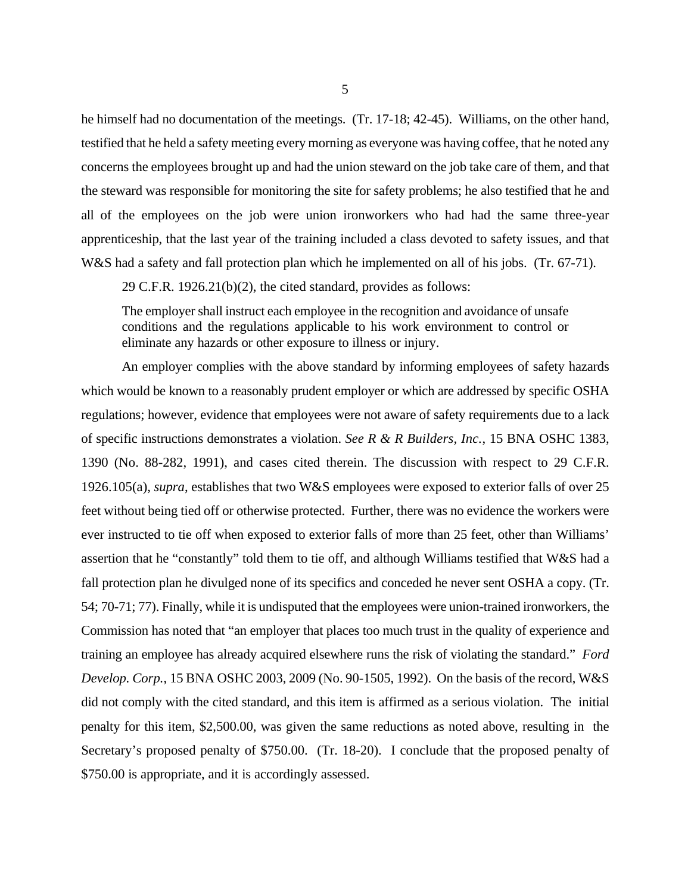he himself had no documentation of the meetings. (Tr. 17-18; 42-45). Williams, on the other hand, testified that he held a safety meeting every morning as everyone was having coffee, that he noted any concerns the employees brought up and had the union steward on the job take care of them, and that the steward was responsible for monitoring the site for safety problems; he also testified that he and all of the employees on the job were union ironworkers who had had the same three-year apprenticeship, that the last year of the training included a class devoted to safety issues, and that W&S had a safety and fall protection plan which he implemented on all of his jobs. (Tr. 67-71).

29 C.F.R. 1926.21(b)(2), the cited standard, provides as follows:

> The employer shall instruct each employee in the recognition and avoidance of unsafe conditions and the regulations applicable to his work environment to control or eliminate any hazards or other exposure to illness or injury.

An employer complies with the above standard by informing employees of safety hazards which would be known to a reasonably prudent employer or which are addressed by specific OSHA regulations; however, evidence that employees were not aware of safety requirements due to a lack of specific instructions demonstrates a violation. *See R & R Builders, Inc.*, 15 BNA OSHC 1383, 1390 (No. 88-282, 1991), and cases cited therein. The discussion with respect to 29 C.F.R. 1926.105(a), *supra*, establishes that two W&S employees were exposed to exterior falls of over 25 feet without being tied off or otherwise protected. Further, there was no evidence the workers were ever instructed to tie off when exposed to exterior falls of more than 25 feet, other than Williams' assertion that he "constantly" told them to tie off, and although Williams testified that W&S had a fall protection plan he divulged none of its specifics and conceded he never sent OSHA a copy. (Tr. 54; 70-71; 77). Finally, while it is undisputed that the employees were union-trained ironworkers, the Commission has noted that "an employer that places too much trust in the quality of experience and training an employee has already acquired elsewhere runs the risk of violating the standard." *Ford Develop. Corp.*, 15 BNA OSHC 2003, 2009 (No. 90-1505, 1992). On the basis of the record, W&S did not comply with the cited standard, and this item is affirmed as a serious violation. The initial penalty for this item, $2,500.00, was given the same reductions as noted above, resulting in the Secretary's proposed penalty of $750.00. (Tr. 18-20). I conclude that the proposed penalty of $750.00 is appropriate, and it is accordingly assessed.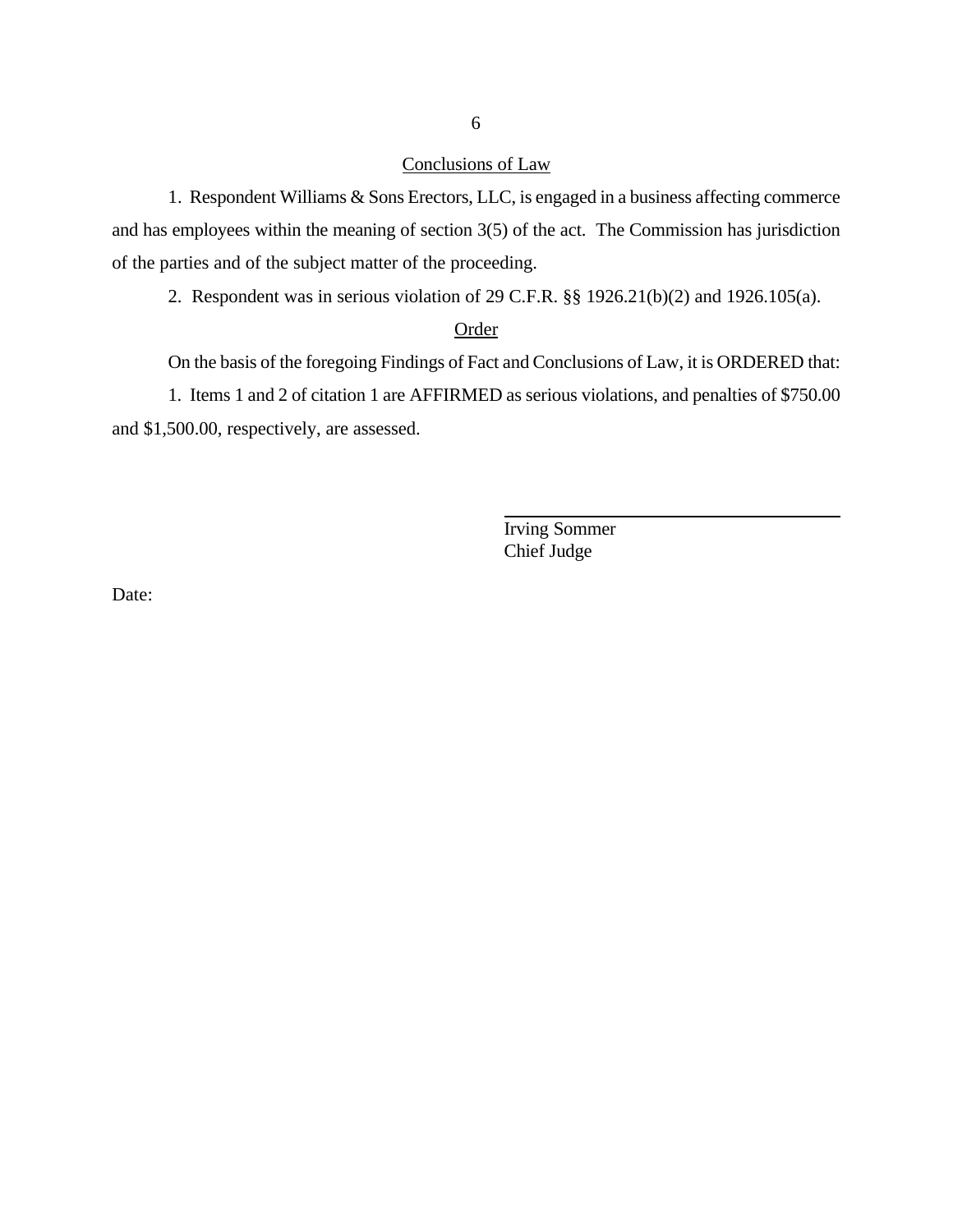## Conclusions of Law

1. Respondent Williams & Sons Erectors, LLC, is engaged in a business affecting commerce and has employees within the meaning of section 3(5) of the act. The Commission has jurisdiction of the parties and of the subject matter of the proceeding.

2. Respondent was in serious violation of 29 C.F.R. §§ 1926.21(b)(2) and 1926.105(a).

## Order

On the basis of the foregoing Findings of Fact and Conclusions of Law, it is ORDERED that:

1. Items 1 and 2 of citation 1 are AFFIRMED as serious violations, and penalties of $750.00 and $1,500.00, respectively, are assessed.

Irving Sommer
Chief Judge

Date: